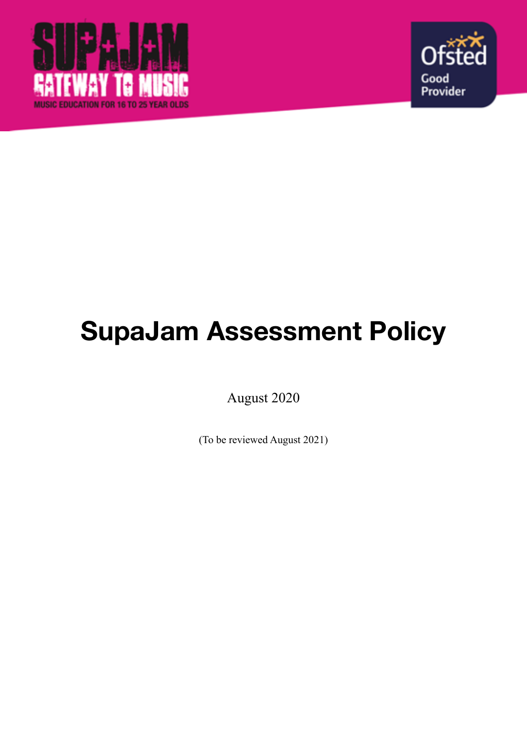SUPAJAM
GATEWAY TO MUSIC
MUSIC EDUCATION FOR 16 TO 25 YEAR OLDS

Ofsted
Good
Provider

# SupaJam Assessment Policy

August 2020

(To be reviewed August 2021)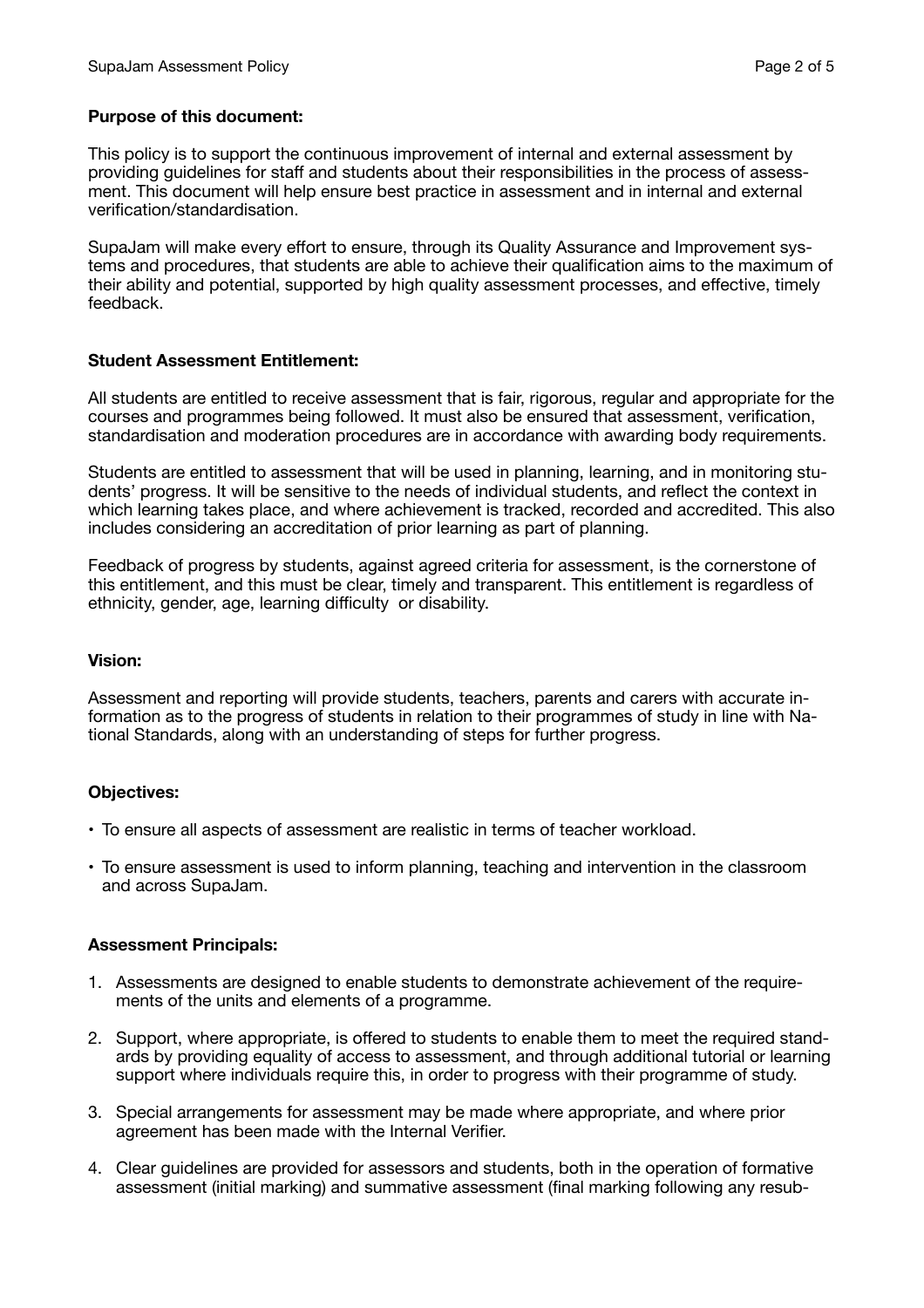**Purpose of this document:**

This policy is to support the continuous improvement of internal and external assessment by providing guidelines for staff and students about their responsibilities in the process of assessment. This document will help ensure best practice in assessment and in internal and external verification/standardisation.

SupaJam will make every effort to ensure, through its Quality Assurance and Improvement systems and procedures, that students are able to achieve their qualification aims to the maximum of their ability and potential, supported by high quality assessment processes, and effective, timely feedback.

**Student Assessment Entitlement:**

All students are entitled to receive assessment that is fair, rigorous, regular and appropriate for the courses and programmes being followed. It must also be ensured that assessment, verification, standardisation and moderation procedures are in accordance with awarding body requirements.

Students are entitled to assessment that will be used in planning, learning, and in monitoring students' progress. It will be sensitive to the needs of individual students, and reflect the context in which learning takes place, and where achievement is tracked, recorded and accredited. This also includes considering an accreditation of prior learning as part of planning.

Feedback of progress by students, against agreed criteria for assessment, is the cornerstone of this entitlement, and this must be clear, timely and transparent. This entitlement is regardless of ethnicity, gender, age, learning difficulty  or disability.

**Vision:**

Assessment and reporting will provide students, teachers, parents and carers with accurate information as to the progress of students in relation to their programmes of study in line with National Standards, along with an understanding of steps for further progress.

**Objectives:**

- To ensure all aspects of assessment are realistic in terms of teacher workload.
- To ensure assessment is used to inform planning, teaching and intervention in the classroom and across SupaJam.

**Assessment Principals:**

1. Assessments are designed to enable students to demonstrate achievement of the requirements of the units and elements of a programme.
2. Support, where appropriate, is offered to students to enable them to meet the required standards by providing equality of access to assessment, and through additional tutorial or learning support where individuals require this, in order to progress with their programme of study.
3. Special arrangements for assessment may be made where appropriate, and where prior agreement has been made with the Internal Verifier.
4. Clear guidelines are provided for assessors and students, both in the operation of formative assessment (initial marking) and summative assessment (final marking following any resub-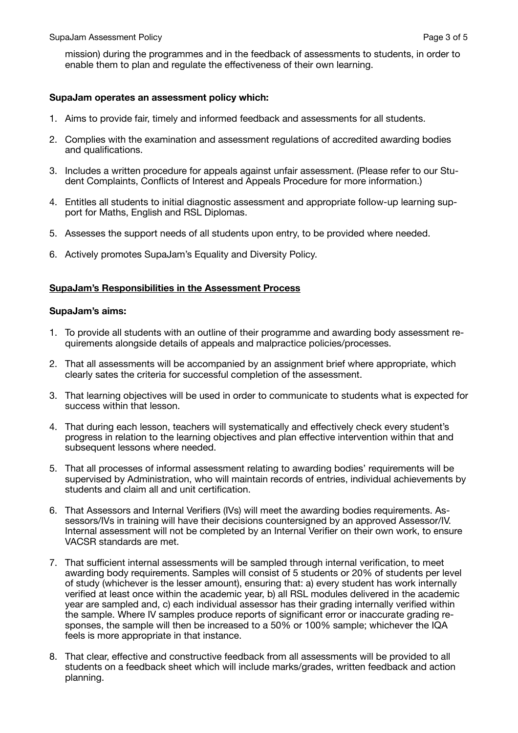mission) during the programmes and in the feedback of assessments to students, in order to enable them to plan and regulate the effectiveness of their own learning.

**SupaJam operates an assessment policy which:**

1. Aims to provide fair, timely and informed feedback and assessments for all students.

2. Complies with the examination and assessment regulations of accredited awarding bodies and qualifications.

3. Includes a written procedure for appeals against unfair assessment. (Please refer to our Student Complaints, Conflicts of Interest and Appeals Procedure for more information.)

4. Entitles all students to initial diagnostic assessment and appropriate follow-up learning support for Maths, English and RSL Diplomas.

5. Assesses the support needs of all students upon entry, to be provided where needed.

6. Actively promotes SupaJam's Equality and Diversity Policy.

## SupaJam's Responsibilities in the Assessment Process

**SupaJam's aims:**

1. To provide all students with an outline of their programme and awarding body assessment requirements alongside details of appeals and malpractice policies/processes.

2. That all assessments will be accompanied by an assignment brief where appropriate, which clearly sates the criteria for successful completion of the assessment.

3. That learning objectives will be used in order to communicate to students what is expected for success within that lesson.

4. That during each lesson, teachers will systematically and effectively check every student's progress in relation to the learning objectives and plan effective intervention within that and subsequent lessons where needed.

5. That all processes of informal assessment relating to awarding bodies' requirements will be supervised by Administration, who will maintain records of entries, individual achievements by students and claim all and unit certification.

6. That Assessors and Internal Verifiers (IVs) will meet the awarding bodies requirements. Assessors/IVs in training will have their decisions countersigned by an approved Assessor/IV. Internal assessment will not be completed by an Internal Verifier on their own work, to ensure VACSR standards are met.

7. That sufficient internal assessments will be sampled through internal verification, to meet awarding body requirements. Samples will consist of 5 students or 20% of students per level of study (whichever is the lesser amount), ensuring that: a) every student has work internally verified at least once within the academic year, b) all RSL modules delivered in the academic year are sampled and, c) each individual assessor has their grading internally verified within the sample. Where IV samples produce reports of significant error or inaccurate grading responses, the sample will then be increased to a 50% or 100% sample; whichever the IQA feels is more appropriate in that instance.

8. That clear, effective and constructive feedback from all assessments will be provided to all students on a feedback sheet which will include marks/grades, written feedback and action planning.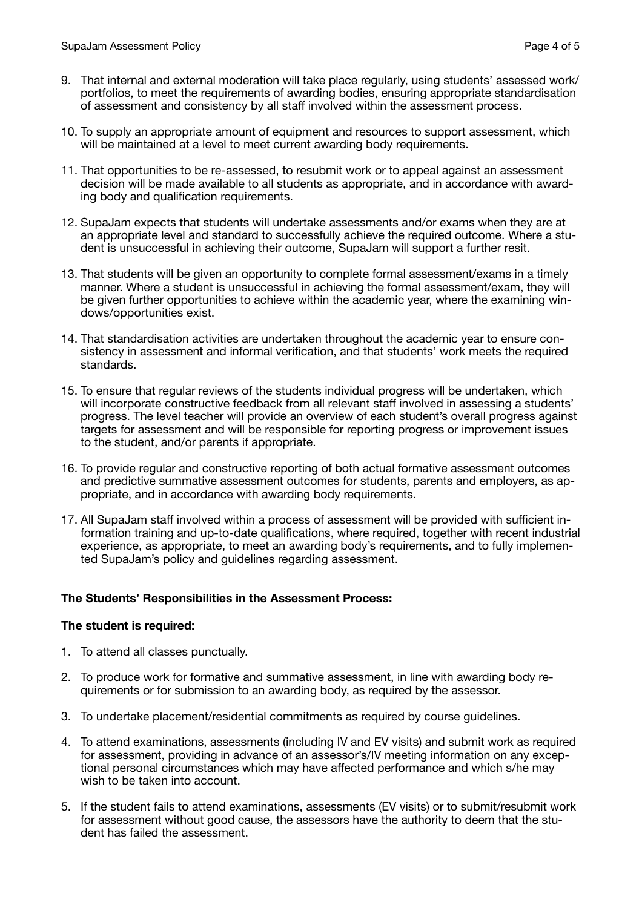9. That internal and external moderation will take place regularly, using students' assessed work/portfolios, to meet the requirements of awarding bodies, ensuring appropriate standardisation of assessment and consistency by all staff involved within the assessment process.

10. To supply an appropriate amount of equipment and resources to support assessment, which will be maintained at a level to meet current awarding body requirements.

11. That opportunities to be re-assessed, to resubmit work or to appeal against an assessment decision will be made available to all students as appropriate, and in accordance with awarding body and qualification requirements.

12. SupaJam expects that students will undertake assessments and/or exams when they are at an appropriate level and standard to successfully achieve the required outcome. Where a student is unsuccessful in achieving their outcome, SupaJam will support a further resit.

13. That students will be given an opportunity to complete formal assessment/exams in a timely manner. Where a student is unsuccessful in achieving the formal assessment/exam, they will be given further opportunities to achieve within the academic year, where the examining windows/opportunities exist.

14. That standardisation activities are undertaken throughout the academic year to ensure consistency in assessment and informal verification, and that students' work meets the required standards.

15. To ensure that regular reviews of the students individual progress will be undertaken, which will incorporate constructive feedback from all relevant staff involved in assessing a students' progress. The level teacher will provide an overview of each student's overall progress against targets for assessment and will be responsible for reporting progress or improvement issues to the student, and/or parents if appropriate.

16. To provide regular and constructive reporting of both actual formative assessment outcomes and predictive summative assessment outcomes for students, parents and employers, as appropriate, and in accordance with awarding body requirements.

17. All SupaJam staff involved within a process of assessment will be provided with sufficient information training and up-to-date qualifications, where required, together with recent industrial experience, as appropriate, to meet an awarding body's requirements, and to fully implemented SupaJam's policy and guidelines regarding assessment.

**The Students' Responsibilities in the Assessment Process:**

**The student is required:**

1. To attend all classes punctually.

2. To produce work for formative and summative assessment, in line with awarding body requirements or for submission to an awarding body, as required by the assessor.

3. To undertake placement/residential commitments as required by course guidelines.

4. To attend examinations, assessments (including IV and EV visits) and submit work as required for assessment, providing in advance of an assessor's/IV meeting information on any exceptional personal circumstances which may have affected performance and which s/he may wish to be taken into account.

5. If the student fails to attend examinations, assessments (EV visits) or to submit/resubmit work for assessment without good cause, the assessors have the authority to deem that the student has failed the assessment.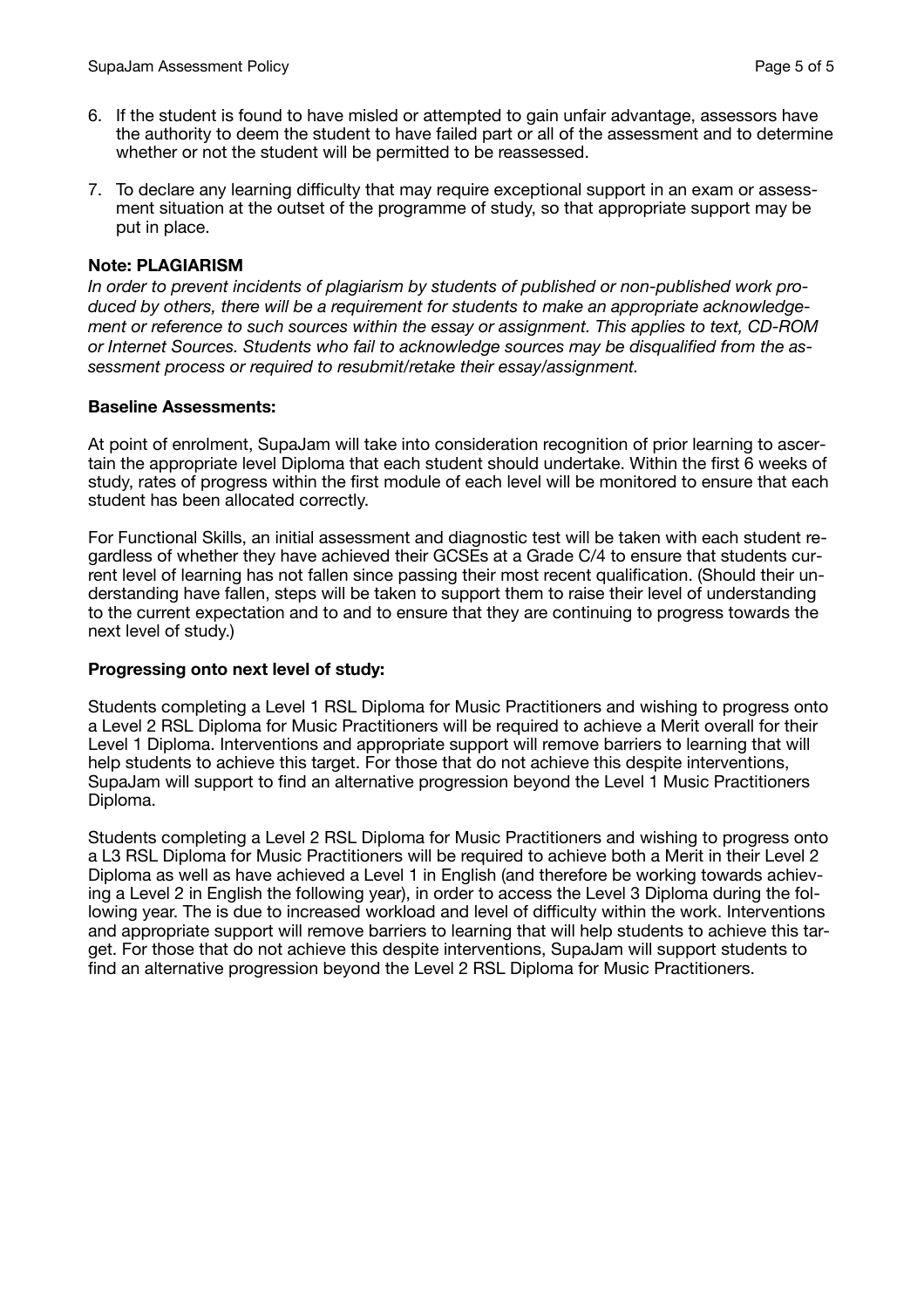6. If the student is found to have misled or attempted to gain unfair advantage, assessors have the authority to deem the student to have failed part or all of the assessment and to determine whether or not the student will be permitted to be reassessed.

7. To declare any learning difficulty that may require exceptional support in an exam or assessment situation at the outset of the programme of study, so that appropriate support may be put in place.

**Note: PLAGIARISM**

*In order to prevent incidents of plagiarism by students of published or non-published work produced by others, there will be a requirement for students to make an appropriate acknowledgement or reference to such sources within the essay or assignment. This applies to text, CD-ROM or Internet Sources. Students who fail to acknowledge sources may be disqualified from the assessment process or required to resubmit/retake their essay/assignment.*

**Baseline Assessments:**

At point of enrolment, SupaJam will take into consideration recognition of prior learning to ascertain the appropriate level Diploma that each student should undertake. Within the first 6 weeks of study, rates of progress within the first module of each level will be monitored to ensure that each student has been allocated correctly.

For Functional Skills, an initial assessment and diagnostic test will be taken with each student regardless of whether they have achieved their GCSEs at a Grade C/4 to ensure that students current level of learning has not fallen since passing their most recent qualification. (Should their understanding have fallen, steps will be taken to support them to raise their level of understanding to the current expectation and to and to ensure that they are continuing to progress towards the next level of study.)

**Progressing onto next level of study:**

Students completing a Level 1 RSL Diploma for Music Practitioners and wishing to progress onto a Level 2 RSL Diploma for Music Practitioners will be required to achieve a Merit overall for their Level 1 Diploma. Interventions and appropriate support will remove barriers to learning that will help students to achieve this target. For those that do not achieve this despite interventions, SupaJam will support to find an alternative progression beyond the Level 1 Music Practitioners Diploma.

Students completing a Level 2 RSL Diploma for Music Practitioners and wishing to progress onto a L3 RSL Diploma for Music Practitioners will be required to achieve both a Merit in their Level 2 Diploma as well as have achieved a Level 1 in English (and therefore be working towards achieving a Level 2 in English the following year), in order to access the Level 3 Diploma during the following year. The is due to increased workload and level of difficulty within the work. Interventions and appropriate support will remove barriers to learning that will help students to achieve this target. For those that do not achieve this despite interventions, SupaJam will support students to find an alternative progression beyond the Level 2 RSL Diploma for Music Practitioners.